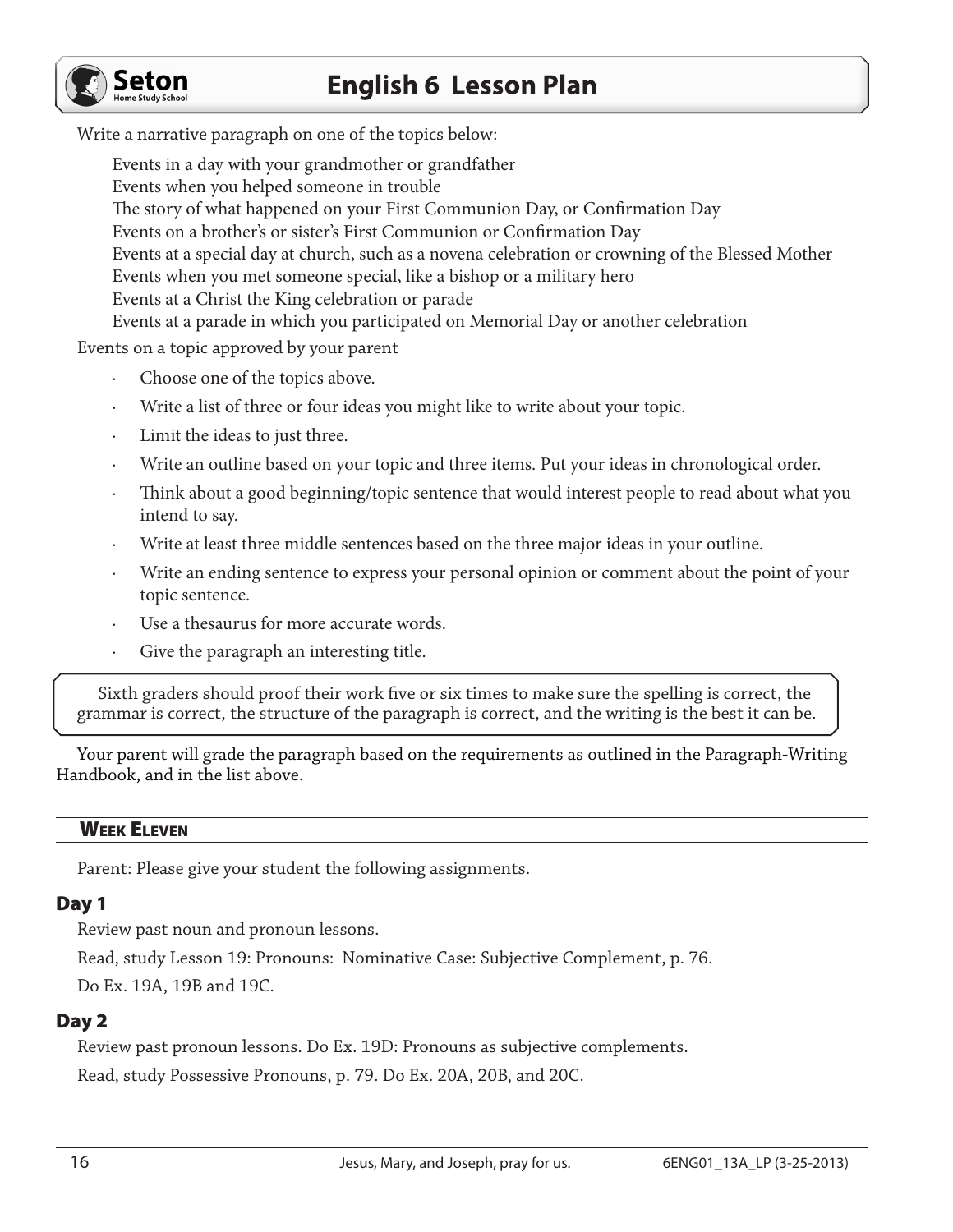Write a narrative paragraph on one of the topics below:

Events in a day with your grandmother or grandfather
Events when you helped someone in trouble
The story of what happened on your First Communion Day, or Confirmation Day
Events on a brother's or sister's First Communion or Confirmation Day
Events at a special day at church, such as a novena celebration or crowning of the Blessed Mother
Events when you met someone special, like a bishop or a military hero
Events at a Christ the King celebration or parade
Events at a parade in which you participated on Memorial Day or another celebration

Events on a topic approved by your parent

- Choose one of the topics above.
- Write a list of three or four ideas you might like to write about your topic.
- Limit the ideas to just three.
- Write an outline based on your topic and three items. Put your ideas in chronological order.
- Think about a good beginning/topic sentence that would interest people to read about what you intend to say.
- Write at least three middle sentences based on the three major ideas in your outline.
- Write an ending sentence to express your personal opinion or comment about the point of your topic sentence.
- Use a thesaurus for more accurate words.
- Give the paragraph an interesting title.

> Sixth graders should proof their work five or six times to make sure the spelling is correct, the grammar is correct, the structure of the paragraph is correct, and the writing is the best it can be.

Your parent will grade the paragraph based on the requirements as outlined in the Paragraph-Writing Handbook, and in the list above.

## Week Eleven

Parent: Please give your student the following assignments.

### Day 1

Review past noun and pronoun lessons.

Read, study Lesson 19: Pronouns: Nominative Case: Subjective Complement, p. 76.

Do Ex. 19A, 19B and 19C.

### Day 2

Review past pronoun lessons. Do Ex. 19D: Pronouns as subjective complements.

Read, study Possessive Pronouns, p. 79. Do Ex. 20A, 20B, and 20C.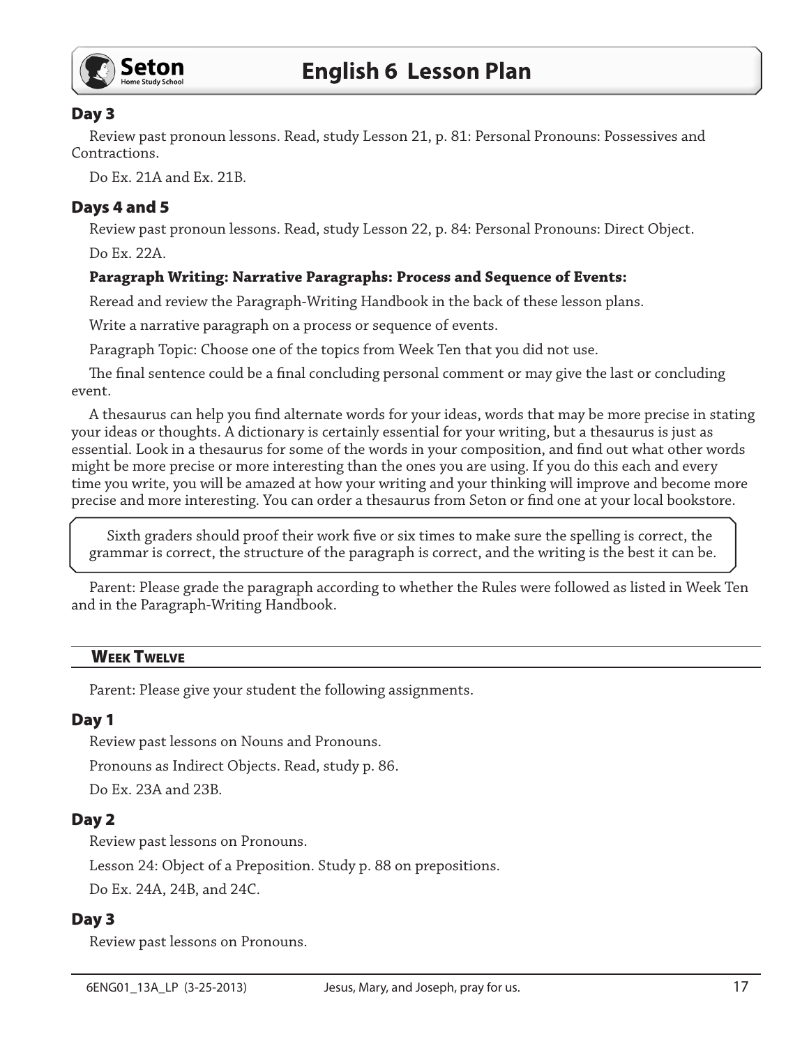### Day 3

Review past pronoun lessons. Read, study Lesson 21, p. 81: Personal Pronouns: Possessives and Contractions.

Do Ex. 21A and Ex. 21B.

### Days 4 and 5

Review past pronoun lessons. Read, study Lesson 22, p. 84: Personal Pronouns: Direct Object.

Do Ex. 22A.

**Paragraph Writing: Narrative Paragraphs: Process and Sequence of Events:**

Reread and review the Paragraph-Writing Handbook in the back of these lesson plans.

Write a narrative paragraph on a process or sequence of events.

Paragraph Topic: Choose one of the topics from Week Ten that you did not use.

The final sentence could be a final concluding personal comment or may give the last or concluding event.

A thesaurus can help you find alternate words for your ideas, words that may be more precise in stating your ideas or thoughts. A dictionary is certainly essential for your writing, but a thesaurus is just as essential. Look in a thesaurus for some of the words in your composition, and find out what other words might be more precise or more interesting than the ones you are using. If you do this each and every time you write, you will be amazed at how your writing and your thinking will improve and become more precise and more interesting. You can order a thesaurus from Seton or find one at your local bookstore.

> Sixth graders should proof their work five or six times to make sure the spelling is correct, the grammar is correct, the structure of the paragraph is correct, and the writing is the best it can be.

Parent: Please grade the paragraph according to whether the Rules were followed as listed in Week Ten and in the Paragraph-Writing Handbook.

## Week Twelve

Parent: Please give your student the following assignments.

### Day 1

Review past lessons on Nouns and Pronouns.

Pronouns as Indirect Objects. Read, study p. 86.

Do Ex. 23A and 23B.

### Day 2

Review past lessons on Pronouns.

Lesson 24: Object of a Preposition. Study p. 88 on prepositions.

Do Ex. 24A, 24B, and 24C.

### Day 3

Review past lessons on Pronouns.